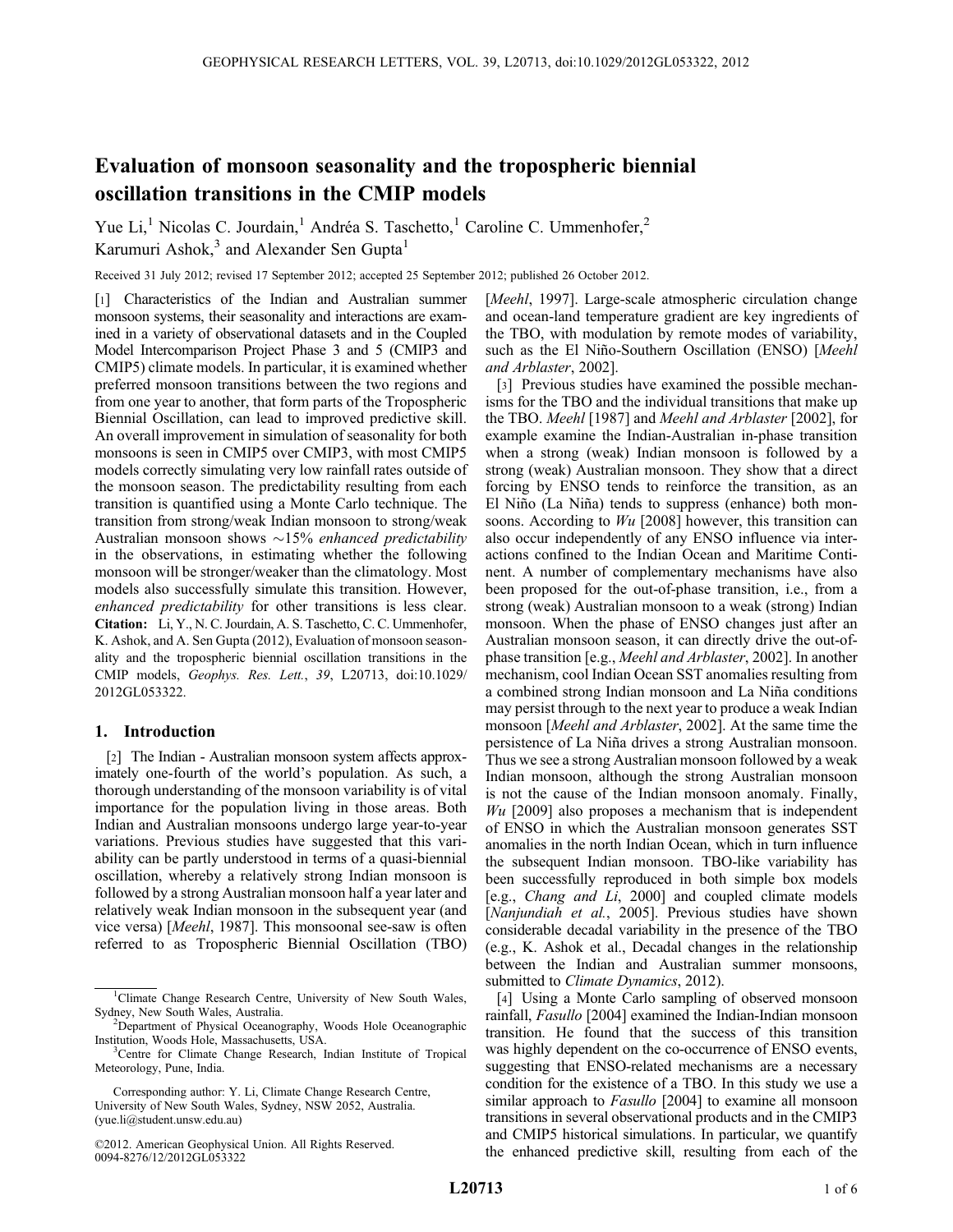# Evaluation of monsoon seasonality and the tropospheric biennial oscillation transitions in the CMIP models

Yue Li,[1] Nicolas C. Jourdain,[1] Andréa S. Taschetto,[1] Caroline C. Ummenhofer,[2] Karumuri Ashok,[3] and Alexander Sen Gupta[1]

Received 31 July 2012; revised 17 September 2012; accepted 25 September 2012; published 26 October 2012.

[1] Characteristics of the Indian and Australian summer monsoon systems, their seasonality and interactions are examined in a variety of observational datasets and in the Coupled Model Intercomparison Project Phase 3 and 5 (CMIP3 and CMIP5) climate models. In particular, it is examined whether preferred monsoon transitions between the two regions and from one year to another, that form parts of the Tropospheric Biennial Oscillation, can lead to improved predictive skill. An overall improvement in simulation of seasonality for both monsoons is seen in CMIP5 over CMIP3, with most CMIP5 models correctly simulating very low rainfall rates outside of the monsoon season. The predictability resulting from each transition is quantified using a Monte Carlo technique. The transition from strong/weak Indian monsoon to strong/weak Australian monsoon shows ∼15% *enhanced predictability* in the observations, in estimating whether the following monsoon will be stronger/weaker than the climatology. Most models also successfully simulate this transition. However, *enhanced predictability* for other transitions is less clear. **Citation:** Li, Y., N. C. Jourdain, A. S. Taschetto, C. C. Ummenhofer, K. Ashok, and A. Sen Gupta (2012), Evaluation of monsoon seasonality and the tropospheric biennial oscillation transitions in the CMIP models, *Geophys. Res. Lett.*, *39*, L20713, doi:10.1029/2012GL053322.

## 1. Introduction

[2] The Indian - Australian monsoon system affects approximately one-fourth of the world's population. As such, a thorough understanding of the monsoon variability is of vital importance for the population living in those areas. Both Indian and Australian monsoons undergo large year-to-year variations. Previous studies have suggested that this variability can be partly understood in terms of a quasi-biennial oscillation, whereby a relatively strong Indian monsoon is followed by a strong Australian monsoon half a year later and relatively weak Indian monsoon in the subsequent year (and vice versa) [*Meehl*, 1987]. This monsoonal see-saw is often referred to as Tropospheric Biennial Oscillation (TBO) [*Meehl*, 1997]. Large-scale atmospheric circulation change and ocean-land temperature gradient are key ingredients of the TBO, with modulation by remote modes of variability, such as the El Niño-Southern Oscillation (ENSO) [*Meehl and Arblaster*, 2002].

[3] Previous studies have examined the possible mechanisms for the TBO and the individual transitions that make up the TBO. *Meehl* [1987] and *Meehl and Arblaster* [2002], for example examine the Indian-Australian in-phase transition when a strong (weak) Indian monsoon is followed by a strong (weak) Australian monsoon. They show that a direct forcing by ENSO tends to reinforce the transition, as an El Niño (La Niña) tends to suppress (enhance) both monsoons. According to *Wu* [2008] however, this transition can also occur independently of any ENSO influence via interactions confined to the Indian Ocean and Maritime Continent. A number of complementary mechanisms have also been proposed for the out-of-phase transition, i.e., from a strong (weak) Australian monsoon to a weak (strong) Indian monsoon. When the phase of ENSO changes just after an Australian monsoon season, it can directly drive the out-of-phase transition [e.g., *Meehl and Arblaster*, 2002]. In another mechanism, cool Indian Ocean SST anomalies resulting from a combined strong Indian monsoon and La Niña conditions may persist through to the next year to produce a weak Indian monsoon [*Meehl and Arblaster*, 2002]. At the same time the persistence of La Niña drives a strong Australian monsoon. Thus we see a strong Australian monsoon followed by a weak Indian monsoon, although the strong Australian monsoon is not the cause of the Indian monsoon anomaly. Finally, *Wu* [2009] also proposes a mechanism that is independent of ENSO in which the Australian monsoon generates SST anomalies in the north Indian Ocean, which in turn influence the subsequent Indian monsoon. TBO-like variability has been successfully reproduced in both simple box models [e.g., *Chang and Li*, 2000] and coupled climate models [*Nanjundiah et al.*, 2005]. Previous studies have shown considerable decadal variability in the presence of the TBO (e.g., K. Ashok et al., Decadal changes in the relationship between the Indian and Australian summer monsoons, submitted to *Climate Dynamics*, 2012).

[4] Using a Monte Carlo sampling of observed monsoon rainfall, *Fasullo* [2004] examined the Indian-Indian monsoon transition. He found that the success of this transition was highly dependent on the co-occurrence of ENSO events, suggesting that ENSO-related mechanisms are a necessary condition for the existence of a TBO. In this study we use a similar approach to *Fasullo* [2004] to examine all monsoon transitions in several observational products and in the CMIP3 and CMIP5 historical simulations. In particular, we quantify the enhanced predictive skill, resulting from each of the

---

[1]Climate Change Research Centre, University of New South Wales, Sydney, New South Wales, Australia.

[2]Department of Physical Oceanography, Woods Hole Oceanographic Institution, Woods Hole, Massachusetts, USA.

[3]Centre for Climate Change Research, Indian Institute of Tropical Meteorology, Pune, India.

Corresponding author: Y. Li, Climate Change Research Centre, University of New South Wales, Sydney, NSW 2052, Australia. (yue.li@student.unsw.edu.au)

©2012. American Geophysical Union. All Rights Reserved. 0094-8276/12/2012GL053322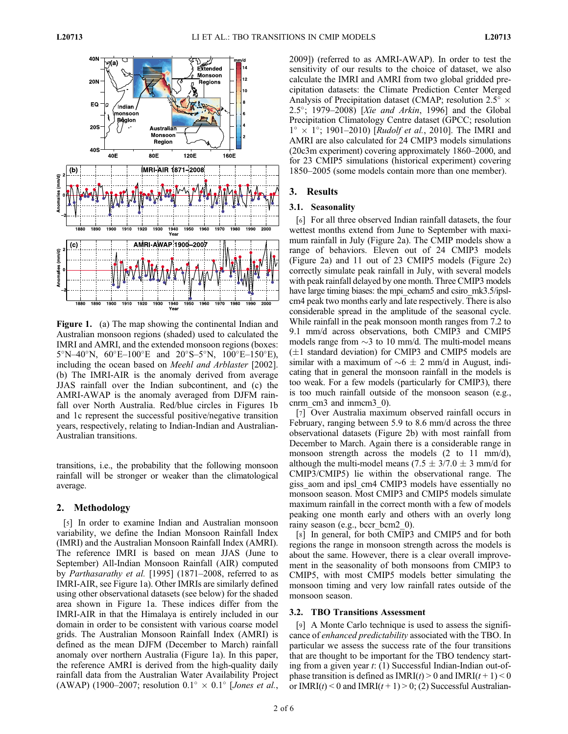**Figure 1.** (a) The map showing the continental Indian and Australian monsoon regions (shaded) used to calculated the IMRI and AMRI, and the extended monsoon regions (boxes: 5°N–40°N, 60°E–100°E and 20°S–5°N, 100°E–150°E), including the ocean based on *Meehl and Arblaster* [2002]. (b) The IMRI-AIR is the anomaly derived from average JJAS rainfall over the Indian subcontinent, and (c) the AMRI-AWAP is the anomaly averaged from DJFM rainfall over North Australia. Red/blue circles in Figures 1b and 1c represent the successful positive/negative transition years, respectively, relating to Indian-Indian and Australian-Australian transitions.

transitions, i.e., the probability that the following monsoon rainfall will be stronger or weaker than the climatological average.

## 2. Methodology

[5] In order to examine Indian and Australian monsoon variability, we define the Indian Monsoon Rainfall Index (IMRI) and the Australian Monsoon Rainfall Index (AMRI). The reference IMRI is based on mean JJAS (June to September) All-Indian Monsoon Rainfall (AIR) computed by *Parthasarathy et al.* [1995] (1871–2008, referred to as IMRI-AIR, see Figure 1a). Other IMRIs are similarly defined using other observational datasets (see below) for the shaded area shown in Figure 1a. These indices differ from the IMRI-AIR in that the Himalaya is entirely included in our domain in order to be consistent with various coarse model grids. The Australian Monsoon Rainfall Index (AMRI) is defined as the mean DJFM (December to March) rainfall anomaly over northern Australia (Figure 1a). In this paper, the reference AMRI is derived from the high-quality daily rainfall data from the Australian Water Availability Project (AWAP) (1900–2007; resolution 0.1° × 0.1° [*Jones et al.*, 2009]) (referred to as AMRI-AWAP). In order to test the sensitivity of our results to the choice of dataset, we also calculate the IMRI and AMRI from two global gridded precipitation datasets: the Climate Prediction Center Merged Analysis of Precipitation dataset (CMAP; resolution 2.5° × 2.5°; 1979–2008) [*Xie and Arkin*, 1996] and the Global Precipitation Climatology Centre dataset (GPCC; resolution 1° × 1°; 1901–2010) [*Rudolf et al.*, 2010]. The IMRI and AMRI are also calculated for 24 CMIP3 models simulations (20c3m experiment) covering approximately 1860–2000, and for 23 CMIP5 simulations (historical experiment) covering 1850–2005 (some models contain more than one member).

## 3. Results

### 3.1. Seasonality

[6] For all three observed Indian rainfall datasets, the four wettest months extend from June to September with maximum rainfall in July (Figure 2a). The CMIP models show a range of behaviors. Eleven out of 24 CMIP3 models (Figure 2a) and 11 out of 23 CMIP5 models (Figure 2c) correctly simulate peak rainfall in July, with several models with peak rainfall delayed by one month. Three CMIP3 models have large timing biases: the mpi_echam5 and csiro_mk3.5/ipsl-cm4 peak two months early and late respectively. There is also considerable spread in the amplitude of the seasonal cycle. While rainfall in the peak monsoon month ranges from 7.2 to 9.1 mm/d across observations, both CMIP3 and CMIP5 models range from ~3 to 10 mm/d. The multi-model means (±1 standard deviation) for CMIP3 and CMIP5 models are similar with a maximum of ~6 ± 2 mm/d in August, indicating that in general the monsoon rainfall in the models is too weak. For a few models (particularly for CMIP3), there is too much rainfall outside of the monsoon season (e.g., cnrm_cm3 and inmcm3_0).

[7] Over Australia maximum observed rainfall occurs in February, ranging between 5.9 to 8.6 mm/d across the three observational datasets (Figure 2b) with most rainfall from December to March. Again there is a considerable range in monsoon strength across the models (2 to 11 mm/d), although the multi-model means (7.5 ± 3/7.0 ± 3 mm/d for CMIP3/CMIP5) lie within the observational range. The giss_aom and ipsl_cm4 CMIP3 models have essentially no monsoon season. Most CMIP3 and CMIP5 models simulate maximum rainfall in the correct month with a few of models peaking one month early and others with an overly long rainy season (e.g., bccr_bcm2_0).

[8] In general, for both CMIP3 and CMIP5 and for both regions the range in monsoon strength across the models is about the same. However, there is a clear overall improvement in the seasonality of both monsoons from CMIP3 to CMIP5, with most CMIP5 models better simulating the monsoon timing and very low rainfall rates outside of the monsoon season.

### 3.2. TBO Transitions Assessment

[9] A Monte Carlo technique is used to assess the significance of *enhanced predictability* associated with the TBO. In particular we assess the success rate of the four transitions that are thought to be important for the TBO tendency starting from a given year $t$: (1) Successful Indian-Indian out-of-phase transition is defined as IMRI$(t) > 0$ and IMRI$(t+1) < 0$ or IMRI$(t) < 0$ and IMRI$(t+1) > 0$; (2) Successful Australian-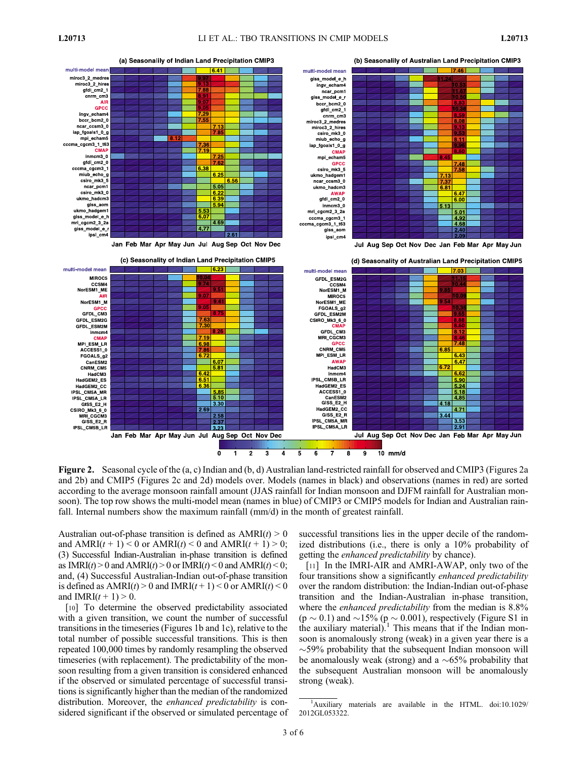**Figure 2.** Seasonal cycle of the (a, c) Indian and (b, d) Australian land-restricted rainfall for observed and CMIP3 (Figures 2a and 2b) and CMIP5 (Figures 2c and 2d) models over. Models (names in black) and observations (names in red) are sorted according to the average monsoon rainfall amount (JJAS rainfall for Indian monsoon and DJFM rainfall for Australian monsoon). The top row shows the multi-model mean (names in blue) of CMIP3 or CMIP5 models for Indian and Australian rainfall. Internal numbers show the maximum rainfall (mm/d) in the month of greatest rainfall.

Australian out-of-phase transition is defined as AMRI($t$) > 0 and AMRI($t$ + 1) < 0 or AMRI($t$) < 0 and AMRI($t$ + 1) > 0; (3) Successful Indian-Australian in-phase transition is defined as IMRI($t$) > 0 and AMRI($t$) > 0 or IMRI($t$) < 0 and AMRI($t$) < 0; and, (4) Successful Australian-Indian out-of-phase transition is defined as AMRI($t$) > 0 and IMRI($t$ + 1) < 0 or AMRI($t$) < 0 and IMRI($t$ + 1) > 0.

[10] To determine the observed predictability associated with a given transition, we count the number of successful transitions in the timeseries (Figures 1b and 1c), relative to the total number of possible successful transitions. This is then repeated 100,000 times by randomly resampling the observed timeseries (with replacement). The predictability of the monsoon resulting from a given transition is considered enhanced if the observed or simulated percentage of successful transitions is significantly higher than the median of the randomized distribution. Moreover, the *enhanced predictability* is considered significant if the observed or simulated percentage of successful transitions lies in the upper decile of the randomized distributions (i.e., there is only a 10% probability of getting the *enhanced predictability* by chance).

[11] In the IMRI-AIR and AMRI-AWAP, only two of the four transitions show a significantly *enhanced predictability* over the random distribution: the Indian-Indian out-of-phase transition and the Indian-Australian in-phase transition, where the *enhanced predictability* from the median is 8.8% ($p \sim 0.1$) and ~15% ($p \sim 0.001$), respectively (Figure S1 in the auxiliary material).[1] This means that if the Indian monsoon is anomalously strong (weak) in a given year there is a ~59% probability that the subsequent Indian monsoon will be anomalously weak (strong) and a ~65% probability that the subsequent Australian monsoon will be anomalously strong (weak).

[1]Auxiliary materials are available in the HTML. doi:10.1029/2012GL053322.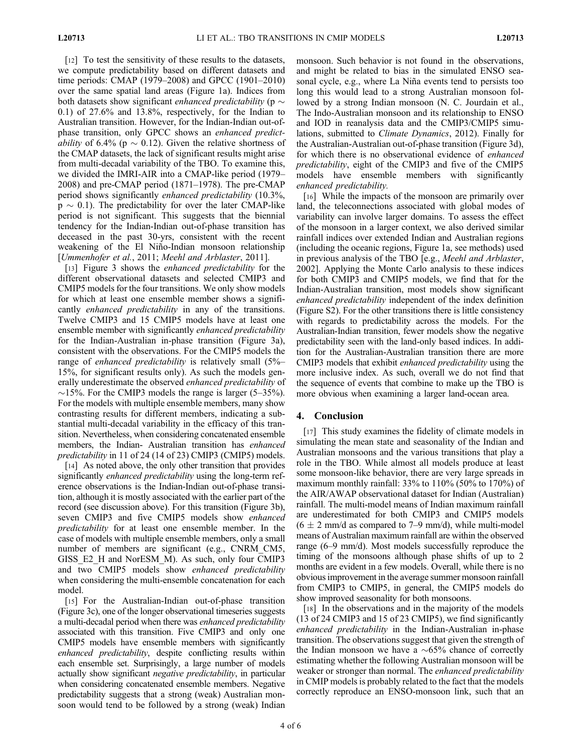[12] To test the sensitivity of these results to the datasets, we compute predictability based on different datasets and time periods: CMAP (1979–2008) and GPCC (1901–2010) over the same spatial land areas (Figure 1a). Indices from both datasets show significant *enhanced predictability* ($p \sim 0.1$) of 27.6% and 13.8%, respectively, for the Indian to Australian transition. However, for the Indian-Indian out-of-phase transition, only GPCC shows an *enhanced predictability* of 6.4% ($p \sim 0.12$). Given the relative shortness of the CMAP datasets, the lack of significant results might arise from multi-decadal variability of the TBO. To examine this, we divided the IMRI-AIR into a CMAP-like period (1979–2008) and pre-CMAP period (1871–1978). The pre-CMAP period shows significantly *enhanced predictability* (10.3%, $p \sim 0.1$). The predictability for over the later CMAP-like period is not significant. This suggests that the biennial tendency for the Indian-Indian out-of-phase transition has deceased in the past 30-yrs, consistent with the recent weakening of the El Niño-Indian monsoon relationship [*Ummenhofer et al.*, 2011; *Meehl and Arblaster*, 2011].

[13] Figure 3 shows the *enhanced predictability* for the different observational datasets and selected CMIP3 and CMIP5 models for the four transitions. We only show models for which at least one ensemble member shows a significantly *enhanced predictability* in any of the transitions. Twelve CMIP3 and 15 CMIP5 models have at least one ensemble member with significantly *enhanced predictability* for the Indian-Australian in-phase transition (Figure 3a), consistent with the observations. For the CMIP5 models the range of *enhanced predictability* is relatively small (5%–15%, for significant results only). As such the models generally underestimate the observed *enhanced predictability* of ~15%. For the CMIP3 models the range is larger (5–35%). For the models with multiple ensemble members, many show contrasting results for different members, indicating a substantial multi-decadal variability in the efficacy of this transition. Nevertheless, when considering concatenated ensemble members, the Indian- Australian transition has *enhanced predictability* in 11 of 24 (14 of 23) CMIP3 (CMIP5) models.

[14] As noted above, the only other transition that provides significantly *enhanced predictability* using the long-term reference observations is the Indian-Indian out-of-phase transition, although it is mostly associated with the earlier part of the record (see discussion above). For this transition (Figure 3b), seven CMIP3 and five CMIP5 models show *enhanced predictability* for at least one ensemble member. In the case of models with multiple ensemble members, only a small number of members are significant (e.g., CNRM_CM5, GISS_E2_H and NorESM_M). As such, only four CMIP3 and two CMIP5 models show *enhanced predictability* when considering the multi-ensemble concatenation for each model.

[15] For the Australian-Indian out-of-phase transition (Figure 3c), one of the longer observational timeseries suggests a multi-decadal period when there was *enhanced predictability* associated with this transition. Five CMIP3 and only one CMIP5 models have ensemble members with significantly *enhanced predictability*, despite conflicting results within each ensemble set. Surprisingly, a large number of models actually show significant *negative predictability*, in particular when considering concatenated ensemble members. Negative predictability suggests that a strong (weak) Australian monsoon would tend to be followed by a strong (weak) Indian monsoon. Such behavior is not found in the observations, and might be related to bias in the simulated ENSO seasonal cycle, e.g., where La Niña events tend to persists too long this would lead to a strong Australian monsoon followed by a strong Indian monsoon (N. C. Jourdain et al., The Indo-Australian monsoon and its relationship to ENSO and IOD in reanalysis data and the CMIP3/CMIP5 simulations, submitted to *Climate Dynamics*, 2012). Finally for the Australian-Australian out-of-phase transition (Figure 3d), for which there is no observational evidence of *enhanced predictability*, eight of the CMIP3 and five of the CMIP5 models have ensemble members with significantly *enhanced predictability*.

[16] While the impacts of the monsoon are primarily over land, the teleconnections associated with global modes of variability can involve larger domains. To assess the effect of the monsoon in a larger context, we also derived similar rainfall indices over extended Indian and Australian regions (including the oceanic regions, Figure 1a, see methods) used in previous analysis of the TBO [e.g., *Meehl and Arblaster*, 2002]. Applying the Monte Carlo analysis to these indices for both CMIP3 and CMIP5 models, we find that for the Indian-Australian transition, most models show significant *enhanced predictability* independent of the index definition (Figure S2). For the other transitions there is little consistency with regards to predictability across the models. For the Australian-Indian transition, fewer models show the negative predictability seen with the land-only based indices. In addition for the Australian-Australian transition there are more CMIP3 models that exhibit *enhanced predictability* using the more inclusive index. As such, overall we do not find that the sequence of events that combine to make up the TBO is more obvious when examining a larger land-ocean area.

## 4. Conclusion

[17] This study examines the fidelity of climate models in simulating the mean state and seasonality of the Indian and Australian monsoons and the various transitions that play a role in the TBO. While almost all models produce at least some monsoon-like behavior, there are very large spreads in maximum monthly rainfall: 33% to 110% (50% to 170%) of the AIR/AWAP observational dataset for Indian (Australian) rainfall. The multi-model means of Indian maximum rainfall are underestimated for both CMIP3 and CMIP5 models ($6 \pm 2$ mm/d as compared to 7–9 mm/d), while multi-model means of Australian maximum rainfall are within the observed range (6–9 mm/d). Most models successfully reproduce the timing of the monsoons although phase shifts of up to 2 months are evident in a few models. Overall, while there is no obvious improvement in the average summer monsoon rainfall from CMIP3 to CMIP5, in general, the CMIP5 models do show improved seasonality for both monsoons.

[18] In the observations and in the majority of the models (13 of 24 CMIP3 and 15 of 23 CMIP5), we find significantly *enhanced predictability* in the Indian-Australian in-phase transition. The observations suggest that given the strength of the Indian monsoon we have a ~65% chance of correctly estimating whether the following Australian monsoon will be weaker or stronger than normal. The *enhanced predictability* in CMIP models is probably related to the fact that the models correctly reproduce an ENSO-monsoon link, such that an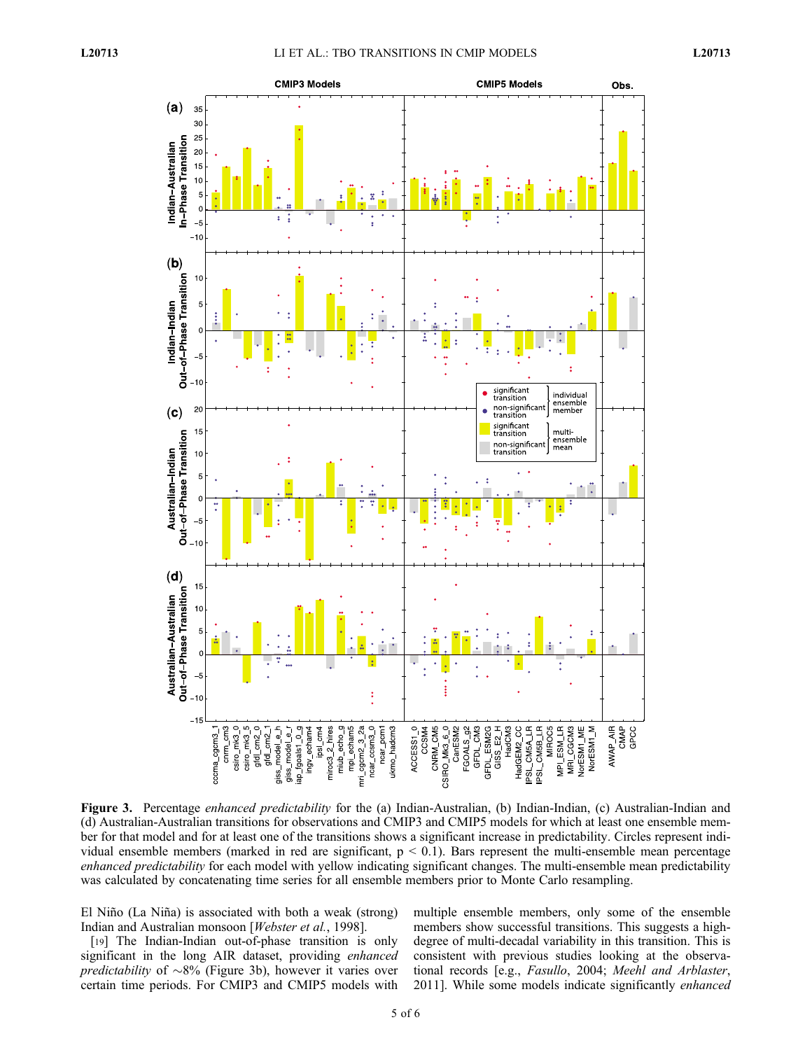**Figure 3.** Percentage *enhanced predictability* for the (a) Indian-Australian, (b) Indian-Indian, (c) Australian-Indian and (d) Australian-Australian transitions for observations and CMIP3 and CMIP5 models for which at least one ensemble member for that model and for at least one of the transitions shows a significant increase in predictability. Circles represent individual ensemble members (marked in red are significant, $p < 0.1$). Bars represent the multi-ensemble mean percentage *enhanced predictability* for each model with yellow indicating significant changes. The multi-ensemble mean predictability was calculated by concatenating time series for all ensemble members prior to Monte Carlo resampling.

El Niño (La Niña) is associated with both a weak (strong) Indian and Australian monsoon [*Webster et al.*, 1998].

[19] The Indian-Indian out-of-phase transition is only significant in the long AIR dataset, providing *enhanced predictability* of ~8% (Figure 3b), however it varies over certain time periods. For CMIP3 and CMIP5 models with multiple ensemble members, only some of the ensemble members show successful transitions. This suggests a high-degree of multi-decadal variability in this transition. This is consistent with previous studies looking at the observational records [e.g., *Fasullo*, 2004; *Meehl and Arblaster*, 2011]. While some models indicate significantly *enhanced*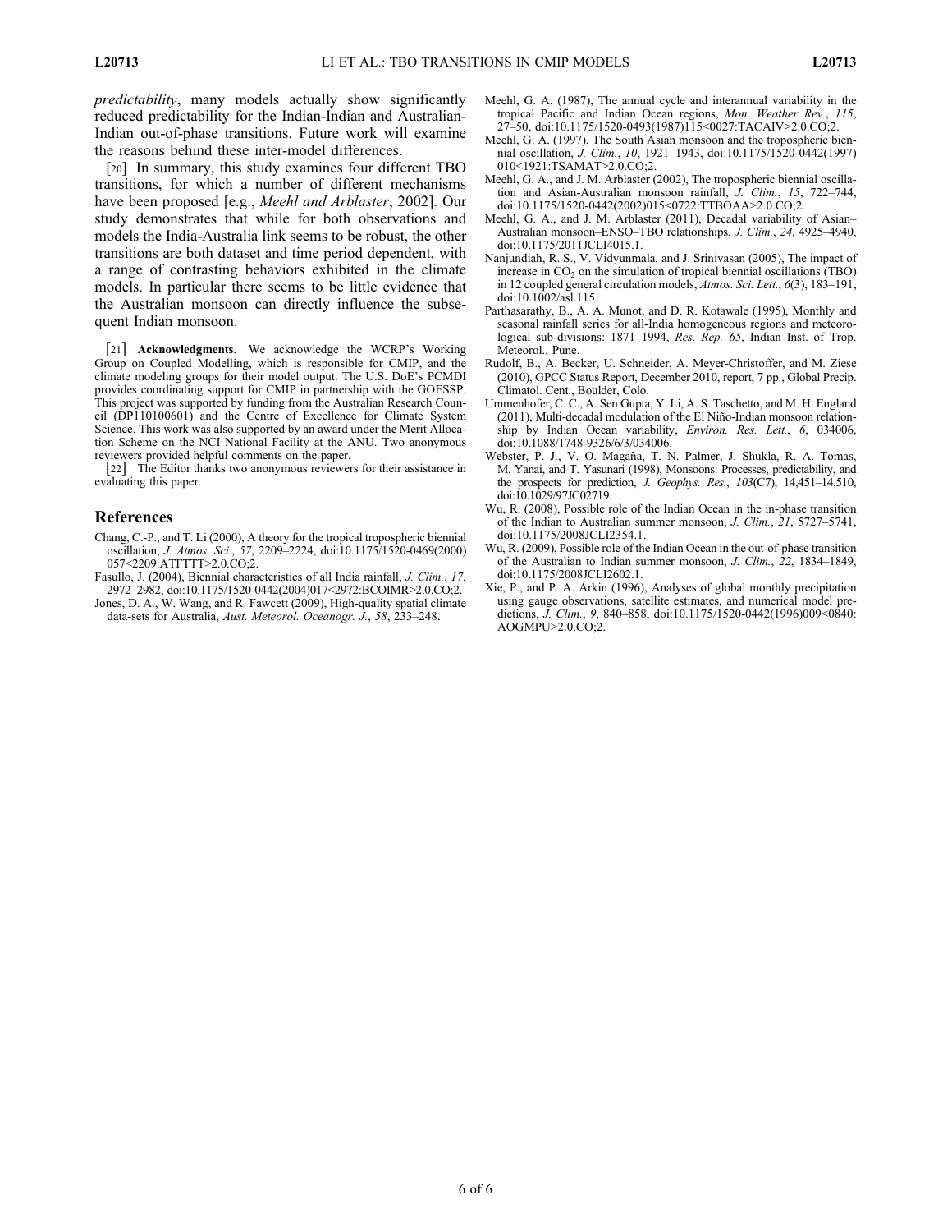*predictability*, many models actually show significantly reduced predictability for the Indian-Indian and Australian-Indian out-of-phase transitions. Future work will examine the reasons behind these inter-model differences.

[20] In summary, this study examines four different TBO transitions, for which a number of different mechanisms have been proposed [e.g., *Meehl and Arblaster*, 2002]. Our study demonstrates that while for both observations and models the India-Australia link seems to be robust, the other transitions are both dataset and time period dependent, with a range of contrasting behaviors exhibited in the climate models. In particular there seems to be little evidence that the Australian monsoon can directly influence the subsequent Indian monsoon.

[21] **Acknowledgments.** We acknowledge the WCRP's Working Group on Coupled Modelling, which is responsible for CMIP, and the climate modeling groups for their model output. The U.S. DoE's PCMDI provides coordinating support for CMIP in partnership with the GOESSP. This project was supported by funding from the Australian Research Council (DP110100601) and the Centre of Excellence for Climate System Science. This work was also supported by an award under the Merit Allocation Scheme on the NCI National Facility at the ANU. Two anonymous reviewers provided helpful comments on the paper.

[22] The Editor thanks two anonymous reviewers for their assistance in evaluating this paper.

## References

Chang, C.-P., and T. Li (2000), A theory for the tropical tropospheric biennial oscillation, *J. Atmos. Sci.*, *57*, 2209–2224, doi:10.1175/1520-0469(2000)057<2209:ATFTTT>2.0.CO;2.

Fasullo, J. (2004), Biennial characteristics of all India rainfall, *J. Clim.*, *17*, 2972–2982, doi:10.1175/1520-0442(2004)017<2972:BCOIMR>2.0.CO;2.

Jones, D. A., W. Wang, and R. Fawcett (2009), High-quality spatial climate data-sets for Australia, *Aust. Meteorol. Oceanogr. J.*, *58*, 233–248.

Meehl, G. A. (1987), The annual cycle and interannual variability in the tropical Pacific and Indian Ocean regions, *Mon. Weather Rev.*, *115*, 27–50, doi:10.1175/1520-0493(1987)115<0027:TACAIV>2.0.CO;2.

Meehl, G. A. (1997), The South Asian monsoon and the tropospheric biennial oscillation, *J. Clim.*, *10*, 1921–1943, doi:10.1175/1520-0442(1997)010<1921:TSAMAT>2.0.CO;2.

Meehl, G. A., and J. M. Arblaster (2002), The tropospheric biennial oscillation and Asian-Australian monsoon rainfall, *J. Clim.*, *15*, 722–744, doi:10.1175/1520-0442(2002)015<0722:TTBOAA>2.0.CO;2.

Meehl, G. A., and J. M. Arblaster (2011), Decadal variability of Asian–Australian monsoon–ENSO–TBO relationships, *J. Clim.*, *24*, 4925–4940, doi:10.1175/2011JCLI4015.1.

Nanjundiah, R. S., V. Vidyunmala, and J. Srinivasan (2005), The impact of increase in $CO_2$ on the simulation of tropical biennial oscillations (TBO) in 12 coupled general circulation models, *Atmos. Sci. Lett.*, *6*(3), 183–191, doi:10.1002/asl.115.

Parthasarathy, B., A. A. Munot, and D. R. Kotawale (1995), Monthly and seasonal rainfall series for all-India homogeneous regions and meteorological sub-divisions: 1871–1994, *Res. Rep. 65*, Indian Inst. of Trop. Meteorol., Pune.

Rudolf, B., A. Becker, U. Schneider, A. Meyer-Christoffer, and M. Ziese (2010), GPCC Status Report, December 2010, report, 7 pp., Global Precip. Climatol. Cent., Boulder, Colo.

Ummenhofer, C. C., A. Sen Gupta, Y. Li, A. S. Taschetto, and M. H. England (2011), Multi-decadal modulation of the El Niño-Indian monsoon relationship by Indian Ocean variability, *Environ. Res. Lett.*, *6*, 034006, doi:10.1088/1748-9326/6/3/034006.

Webster, P. J., V. O. Magaña, T. N. Palmer, J. Shukla, R. A. Tomas, M. Yanai, and T. Yasunari (1998), Monsoons: Processes, predictability, and the prospects for prediction, *J. Geophys. Res.*, *103*(C7), 14,451–14,510, doi:10.1029/97JC02719.

Wu, R. (2008), Possible role of the Indian Ocean in the in-phase transition of the Indian to Australian summer monsoon, *J. Clim.*, *21*, 5727–5741, doi:10.1175/2008JCLI2354.1.

Wu, R. (2009), Possible role of the Indian Ocean in the out-of-phase transition of the Australian to Indian summer monsoon, *J. Clim.*, *22*, 1834–1849, doi:10.1175/2008JCLI2602.1.

Xie, P., and P. A. Arkin (1996), Analyses of global monthly precipitation using gauge observations, satellite estimates, and numerical model predictions, *J. Clim.*, *9*, 840–858, doi:10.1175/1520-0442(1996)009<0840:AOGMPU>2.0.CO;2.